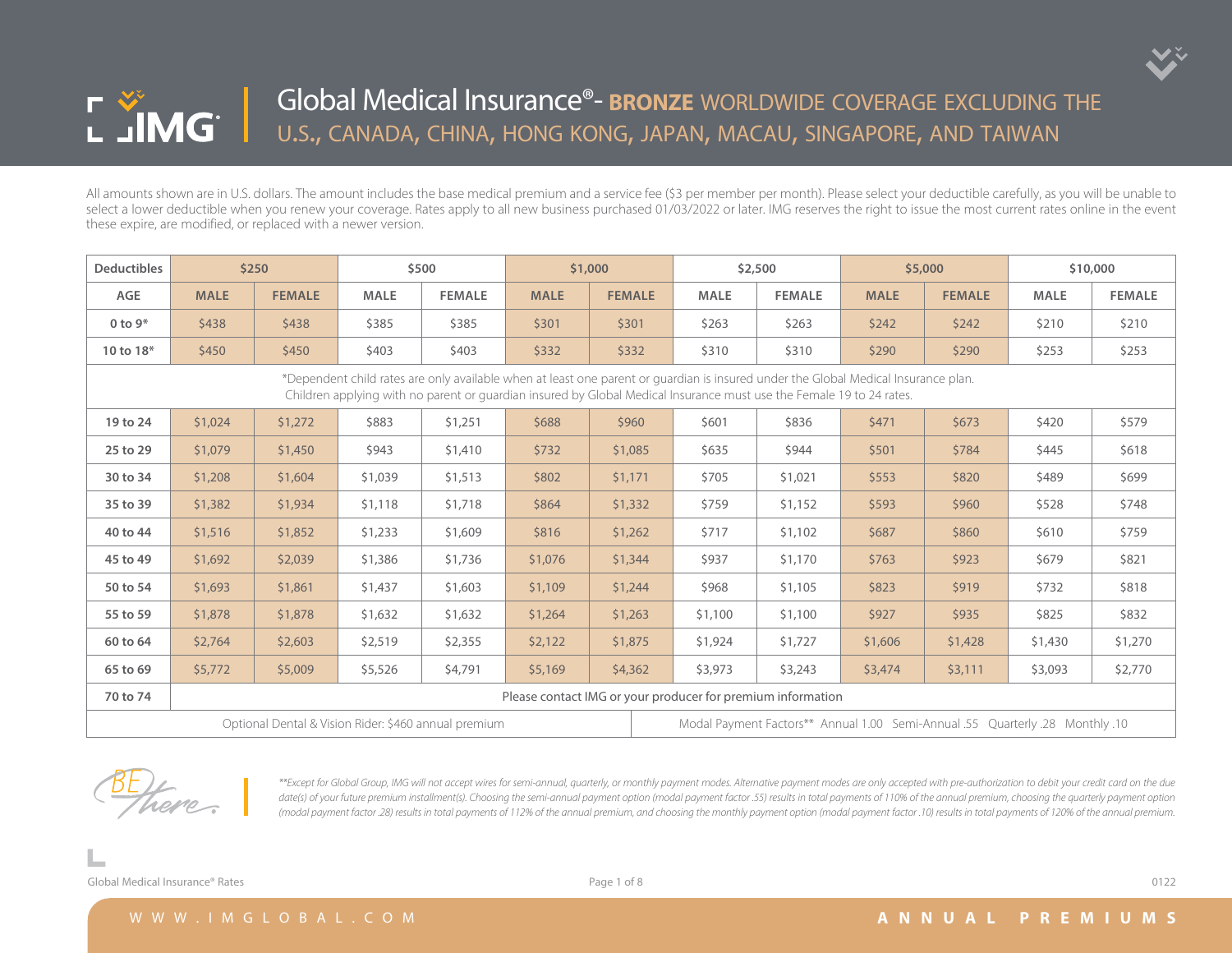# Global Medical Insurance®- BRONZE WORLDWIDE COVERAGE EXCLUDING THE U.S., CANADA, CHINA, HONG KONG, JAPAN, MACAU, SINGAPORE, AND TAIWAN

All amounts shown are in U.S. dollars. The amount includes the base medical premium and a service fee ($3 per member per month). Please select your deductible carefully, as you will be unable to select a lower deductible when you renew your coverage. Rates apply to all new business purchased 01/03/2022 or later. IMG reserves the right to issue the most current rates online in the event these expire, are modified, or replaced with a newer version.

| Deductibles | $250 | | $500 | | $1,000 | | $2,500 | | $5,000 | | $10,000 | |
|---|---|---|---|---|---|---|---|---|---|---|---|---|
| AGE | MALE | FEMALE | MALE | FEMALE | MALE | FEMALE | MALE | FEMALE | MALE | FEMALE | MALE | FEMALE |
| 0 to 9* | $438 | $438 | $385 | $385 | $301 | $301 | $263 | $263 | $242 | $242 | $210 | $210 |
| 10 to 18* | $450 | $450 | $403 | $403 | $332 | $332 | $310 | $310 | $290 | $290 | $253 | $253 |
| *Dependent child rates are only available when at least one parent or guardian is insured under the Global Medical Insurance plan. Children applying with no parent or guardian insured by Global Medical Insurance must use the Female 19 to 24 rates. | | | | | | | | | | | | |
| 19 to 24 | $1,024 | $1,272 | $883 | $1,251 | $688 | $960 | $601 | $836 | $471 | $673 | $420 | $579 |
| 25 to 29 | $1,079 | $1,450 | $943 | $1,410 | $732 | $1,085 | $635 | $944 | $501 | $784 | $445 | $618 |
| 30 to 34 | $1,208 | $1,604 | $1,039 | $1,513 | $802 | $1,171 | $705 | $1,021 | $553 | $820 | $489 | $699 |
| 35 to 39 | $1,382 | $1,934 | $1,118 | $1,718 | $864 | $1,332 | $759 | $1,152 | $593 | $960 | $528 | $748 |
| 40 to 44 | $1,516 | $1,852 | $1,233 | $1,609 | $816 | $1,262 | $717 | $1,102 | $687 | $860 | $610 | $759 |
| 45 to 49 | $1,692 | $2,039 | $1,386 | $1,736 | $1,076 | $1,344 | $937 | $1,170 | $763 | $923 | $679 | $821 |
| 50 to 54 | $1,693 | $1,861 | $1,437 | $1,603 | $1,109 | $1,244 | $968 | $1,105 | $823 | $919 | $732 | $818 |
| 55 to 59 | $1,878 | $1,878 | $1,632 | $1,632 | $1,264 | $1,263 | $1,100 | $1,100 | $927 | $935 | $825 | $832 |
| 60 to 64 | $2,764 | $2,603 | $2,519 | $2,355 | $2,122 | $1,875 | $1,924 | $1,727 | $1,606 | $1,428 | $1,430 | $1,270 |
| 65 to 69 | $5,772 | $5,009 | $5,526 | $4,791 | $5,169 | $4,362 | $3,973 | $3,243 | $3,474 | $3,111 | $3,093 | $2,770 |
| 70 to 74 | Please contact IMG or your producer for premium information | | | | | | | | | | | |
| Optional Dental & Vision Rider: $460 annual premium | | | | | | | Modal Payment Factors** Annual 1.00 Semi-Annual .55 Quarterly .28 Monthly .10 | | | | | |

*\*\*Except for Global Group, IMG will not accept wires for semi-annual, quarterly, or monthly payment modes. Alternative payment modes are only accepted with pre-authorization to debit your credit card on the due date(s) of your future premium installment(s). Choosing the semi-annual payment option (modal payment factor .55) results in total payments of 110% of the annual premium, choosing the quarterly payment option (modal payment factor .28) results in total payments of 112% of the annual premium, and choosing the monthly payment option (modal payment factor .10) results in total payments of 120% of the annual premium.*

Global Medical Insurance® Rates

0122

WWW.IMGLOBAL.COM

ANNUAL PREMIUMS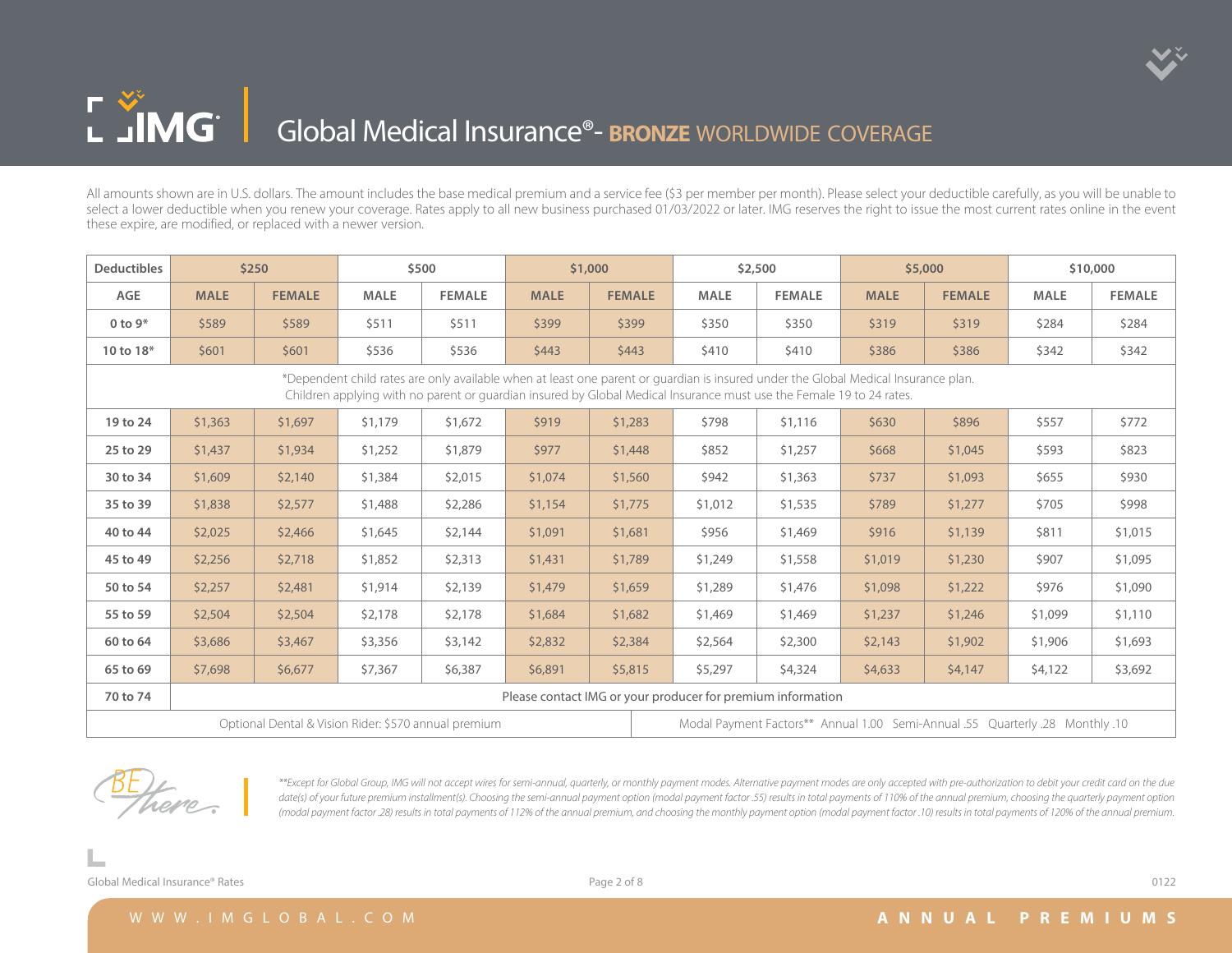# Global Medical Insurance®- BRONZE WORLDWIDE COVERAGE

All amounts shown are in U.S. dollars. The amount includes the base medical premium and a service fee ($3 per member per month). Please select your deductible carefully, as you will be unable to select a lower deductible when you renew your coverage. Rates apply to all new business purchased 01/03/2022 or later. IMG reserves the right to issue the most current rates online in the event these expire, are modified, or replaced with a newer version.

| Deductibles | $250 | | $500 | | $1,000 | | $2,500 | | $5,000 | | $10,000 | |
|---|---|---|---|---|---|---|---|---|---|---|---|---|
| AGE | MALE | FEMALE | MALE | FEMALE | MALE | FEMALE | MALE | FEMALE | MALE | FEMALE | MALE | FEMALE |
| 0 to 9* | $589 | $589 | $511 | $511 | $399 | $399 | $350 | $350 | $319 | $319 | $284 | $284 |
| 10 to 18* | $601 | $601 | $536 | $536 | $443 | $443 | $410 | $410 | $386 | $386 | $342 | $342 |
| *Dependent child rates are only available when at least one parent or guardian is insured under the Global Medical Insurance plan. Children applying with no parent or guardian insured by Global Medical Insurance must use the Female 19 to 24 rates. | | | | | | | | | | | | |
| 19 to 24 | $1,363 | $1,697 | $1,179 | $1,672 | $919 | $1,283 | $798 | $1,116 | $630 | $896 | $557 | $772 |
| 25 to 29 | $1,437 | $1,934 | $1,252 | $1,879 | $977 | $1,448 | $852 | $1,257 | $668 | $1,045 | $593 | $823 |
| 30 to 34 | $1,609 | $2,140 | $1,384 | $2,015 | $1,074 | $1,560 | $942 | $1,363 | $737 | $1,093 | $655 | $930 |
| 35 to 39 | $1,838 | $2,577 | $1,488 | $2,286 | $1,154 | $1,775 | $1,012 | $1,535 | $789 | $1,277 | $705 | $998 |
| 40 to 44 | $2,025 | $2,466 | $1,645 | $2,144 | $1,091 | $1,681 | $956 | $1,469 | $916 | $1,139 | $811 | $1,015 |
| 45 to 49 | $2,256 | $2,718 | $1,852 | $2,313 | $1,431 | $1,789 | $1,249 | $1,558 | $1,019 | $1,230 | $907 | $1,095 |
| 50 to 54 | $2,257 | $2,481 | $1,914 | $2,139 | $1,479 | $1,659 | $1,289 | $1,476 | $1,098 | $1,222 | $976 | $1,090 |
| 55 to 59 | $2,504 | $2,504 | $2,178 | $2,178 | $1,684 | $1,682 | $1,469 | $1,469 | $1,237 | $1,246 | $1,099 | $1,110 |
| 60 to 64 | $3,686 | $3,467 | $3,356 | $3,142 | $2,832 | $2,384 | $2,564 | $2,300 | $2,143 | $1,902 | $1,906 | $1,693 |
| 65 to 69 | $7,698 | $6,677 | $7,367 | $6,387 | $6,891 | $5,815 | $5,297 | $4,324 | $4,633 | $4,147 | $4,122 | $3,692 |
| 70 to 74 | Please contact IMG or your producer for premium information | | | | | | | | | | | |
| Optional Dental & Vision Rider: $570 annual premium | | | | | | | Modal Payment Factors** Annual 1.00 Semi-Annual .55 Quarterly .28 Monthly .10 | | | | | |

*\*\*Except for Global Group, IMG will not accept wires for semi-annual, quarterly, or monthly payment modes. Alternative payment modes are only accepted with pre-authorization to debit your credit card on the due date(s) of your future premium installment(s). Choosing the semi-annual payment option (modal payment factor .55) results in total payments of 110% of the annual premium, choosing the quarterly payment option (modal payment factor .28) results in total payments of 112% of the annual premium, and choosing the monthly payment option (modal payment factor .10) results in total payments of 120% of the annual premium.*

WWW.IMGLOBAL.COM

ANNUAL PREMIUMS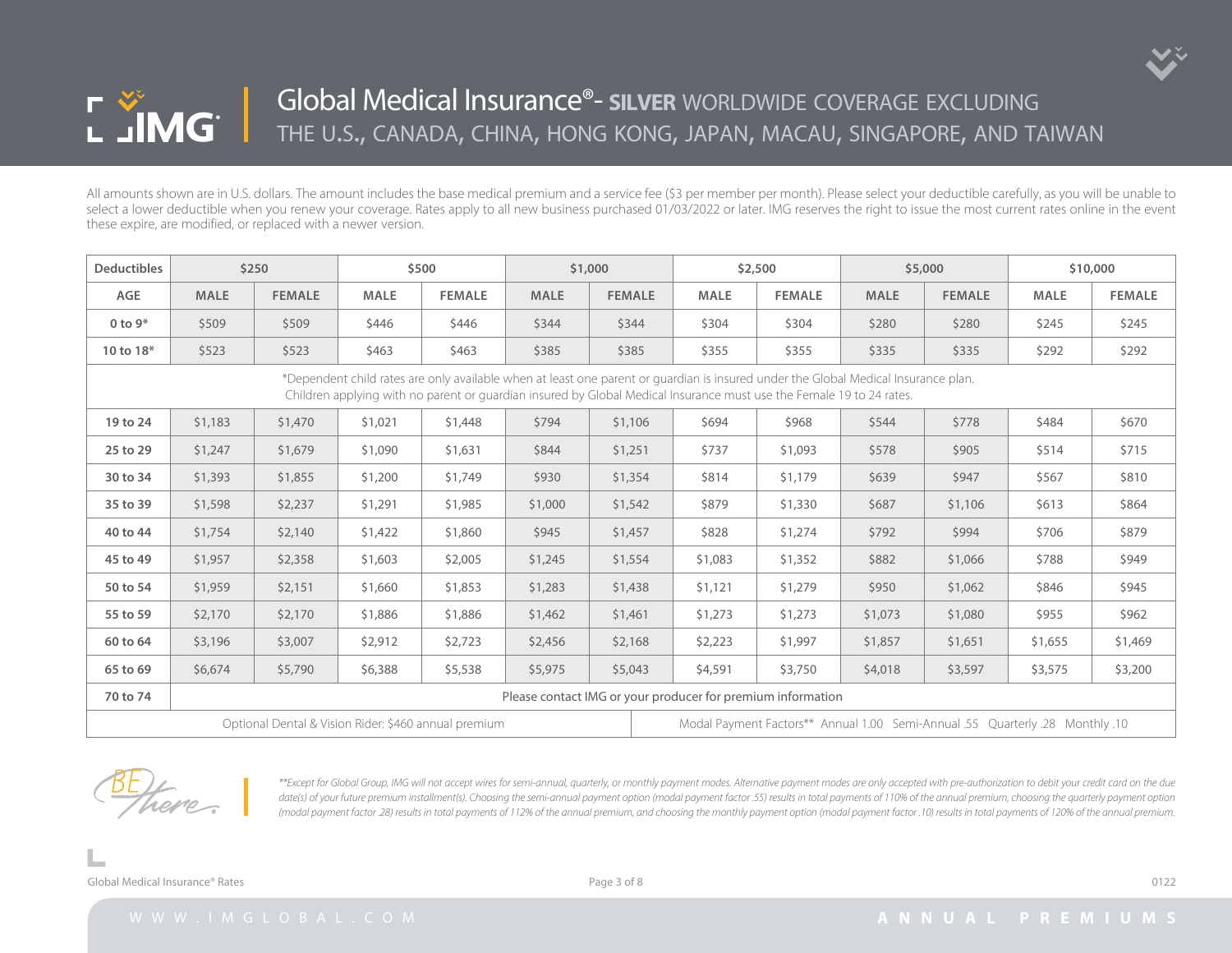# Global Medical Insurance®- SILVER WORLDWIDE COVERAGE EXCLUDING THE U.S., CANADA, CHINA, HONG KONG, JAPAN, MACAU, SINGAPORE, AND TAIWAN

All amounts shown are in U.S. dollars. The amount includes the base medical premium and a service fee ($3 per member per month). Please select your deductible carefully, as you will be unable to select a lower deductible when you renew your coverage. Rates apply to all new business purchased 01/03/2022 or later. IMG reserves the right to issue the most current rates online in the event these expire, are modified, or replaced with a newer version.

| Deductibles | $250 | | $500 | | $1,000 | | $2,500 | | $5,000 | | $10,000 | |
|---|---|---|---|---|---|---|---|---|---|---|---|---|
| AGE | MALE | FEMALE | MALE | FEMALE | MALE | FEMALE | MALE | FEMALE | MALE | FEMALE | MALE | FEMALE |
| 0 to 9* | $509 | $509 | $446 | $446 | $344 | $344 | $304 | $304 | $280 | $280 | $245 | $245 |
| 10 to 18* | $523 | $523 | $463 | $463 | $385 | $385 | $355 | $355 | $335 | $335 | $292 | $292 |
| *Dependent child rates are only available when at least one parent or guardian is insured under the Global Medical Insurance plan. Children applying with no parent or guardian insured by Global Medical Insurance must use the Female 19 to 24 rates. | | | | | | | | | | | | |
| 19 to 24 | $1,183 | $1,470 | $1,021 | $1,448 | $794 | $1,106 | $694 | $968 | $544 | $778 | $484 | $670 |
| 25 to 29 | $1,247 | $1,679 | $1,090 | $1,631 | $844 | $1,251 | $737 | $1,093 | $578 | $905 | $514 | $715 |
| 30 to 34 | $1,393 | $1,855 | $1,200 | $1,749 | $930 | $1,354 | $814 | $1,179 | $639 | $947 | $567 | $810 |
| 35 to 39 | $1,598 | $2,237 | $1,291 | $1,985 | $1,000 | $1,542 | $879 | $1,330 | $687 | $1,106 | $613 | $864 |
| 40 to 44 | $1,754 | $2,140 | $1,422 | $1,860 | $945 | $1,457 | $828 | $1,274 | $792 | $994 | $706 | $879 |
| 45 to 49 | $1,957 | $2,358 | $1,603 | $2,005 | $1,245 | $1,554 | $1,083 | $1,352 | $882 | $1,066 | $788 | $949 |
| 50 to 54 | $1,959 | $2,151 | $1,660 | $1,853 | $1,283 | $1,438 | $1,121 | $1,279 | $950 | $1,062 | $846 | $945 |
| 55 to 59 | $2,170 | $2,170 | $1,886 | $1,886 | $1,462 | $1,461 | $1,273 | $1,273 | $1,073 | $1,080 | $955 | $962 |
| 60 to 64 | $3,196 | $3,007 | $2,912 | $2,723 | $2,456 | $2,168 | $2,223 | $1,997 | $1,857 | $1,651 | $1,655 | $1,469 |
| 65 to 69 | $6,674 | $5,790 | $6,388 | $5,538 | $5,975 | $5,043 | $4,591 | $3,750 | $4,018 | $3,597 | $3,575 | $3,200 |
| 70 to 74 | Please contact IMG or your producer for premium information | | | | | | | | | | | |
| Optional Dental & Vision Rider: $460 annual premium | | | | | | | Modal Payment Factors** Annual 1.00 Semi-Annual .55 Quarterly .28 Monthly .10 | | | | | |

*\*\*Except for Global Group, IMG will not accept wires for semi-annual, quarterly, or monthly payment modes. Alternative payment modes are only accepted with pre-authorization to debit your credit card on the due date(s) of your future premium installment(s). Choosing the semi-annual payment option (modal payment factor .55) results in total payments of 110% of the annual premium, choosing the quarterly payment option (modal payment factor .28) results in total payments of 112% of the annual premium, and choosing the monthly payment option (modal payment factor .10) results in total payments of 120% of the annual premium.*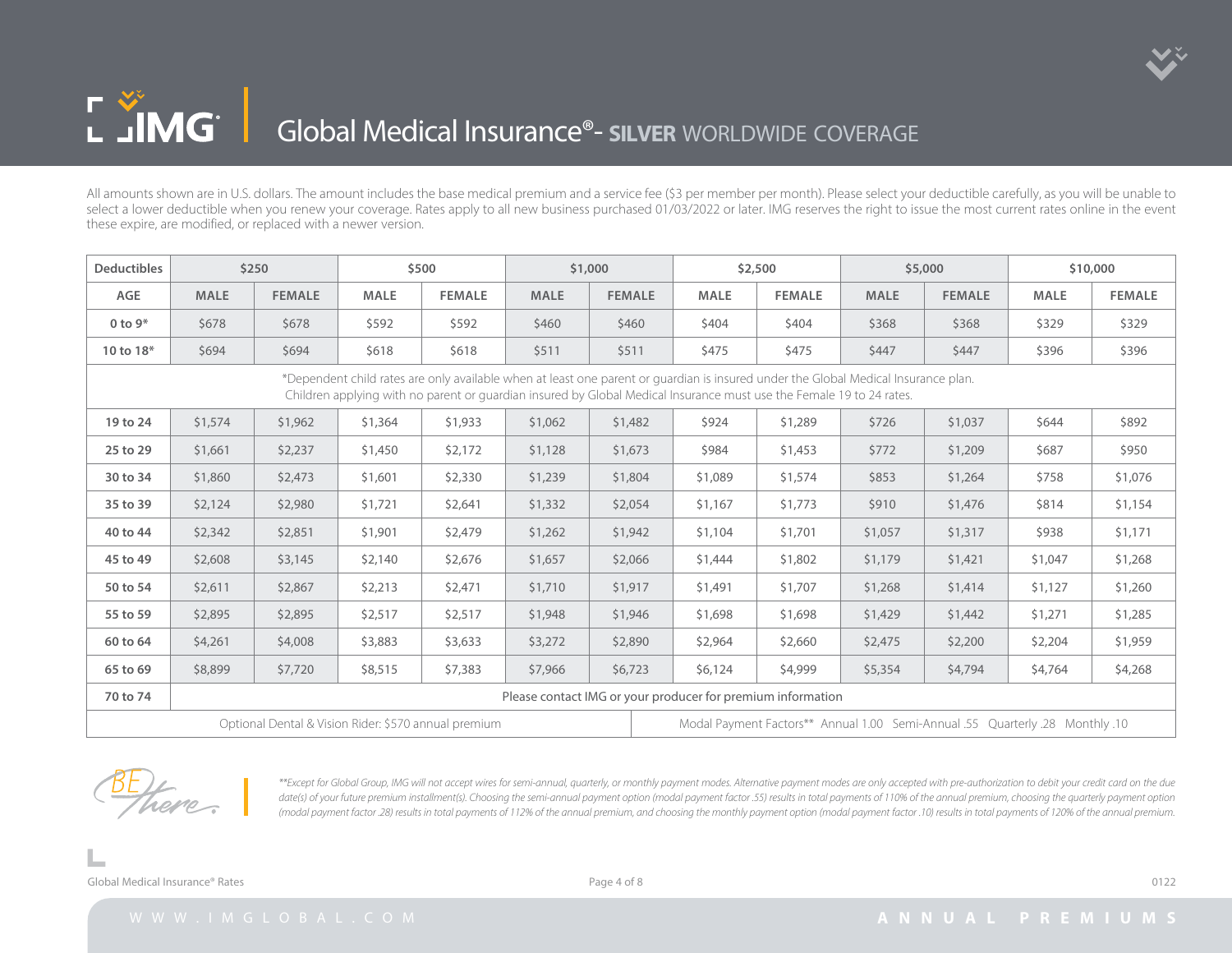# Global Medical Insurance®- SILVER WORLDWIDE COVERAGE

All amounts shown are in U.S. dollars. The amount includes the base medical premium and a service fee ($3 per member per month). Please select your deductible carefully, as you will be unable to select a lower deductible when you renew your coverage. Rates apply to all new business purchased 01/03/2022 or later. IMG reserves the right to issue the most current rates online in the event these expire, are modified, or replaced with a newer version.

| Deductibles | $250 | | $500 | | $1,000 | | $2,500 | | $5,000 | | $10,000 | |
|---|---|---|---|---|---|---|---|---|---|---|---|---|
| AGE | MALE | FEMALE | MALE | FEMALE | MALE | FEMALE | MALE | FEMALE | MALE | FEMALE | MALE | FEMALE |
| 0 to 9* | $678 | $678 | $592 | $592 | $460 | $460 | $404 | $404 | $368 | $368 | $329 | $329 |
| 10 to 18* | $694 | $694 | $618 | $618 | $511 | $511 | $475 | $475 | $447 | $447 | $396 | $396 |
| *Dependent child rates are only available when at least one parent or guardian is insured under the Global Medical Insurance plan. Children applying with no parent or guardian insured by Global Medical Insurance must use the Female 19 to 24 rates. | | | | | | | | | | | | |
| 19 to 24 | $1,574 | $1,962 | $1,364 | $1,933 | $1,062 | $1,482 | $924 | $1,289 | $726 | $1,037 | $644 | $892 |
| 25 to 29 | $1,661 | $2,237 | $1,450 | $2,172 | $1,128 | $1,673 | $984 | $1,453 | $772 | $1,209 | $687 | $950 |
| 30 to 34 | $1,860 | $2,473 | $1,601 | $2,330 | $1,239 | $1,804 | $1,089 | $1,574 | $853 | $1,264 | $758 | $1,076 |
| 35 to 39 | $2,124 | $2,980 | $1,721 | $2,641 | $1,332 | $2,054 | $1,167 | $1,773 | $910 | $1,476 | $814 | $1,154 |
| 40 to 44 | $2,342 | $2,851 | $1,901 | $2,479 | $1,262 | $1,942 | $1,104 | $1,701 | $1,057 | $1,317 | $938 | $1,171 |
| 45 to 49 | $2,608 | $3,145 | $2,140 | $2,676 | $1,657 | $2,066 | $1,444 | $1,802 | $1,179 | $1,421 | $1,047 | $1,268 |
| 50 to 54 | $2,611 | $2,867 | $2,213 | $2,471 | $1,710 | $1,917 | $1,491 | $1,707 | $1,268 | $1,414 | $1,127 | $1,260 |
| 55 to 59 | $2,895 | $2,895 | $2,517 | $2,517 | $1,948 | $1,946 | $1,698 | $1,698 | $1,429 | $1,442 | $1,271 | $1,285 |
| 60 to 64 | $4,261 | $4,008 | $3,883 | $3,633 | $3,272 | $2,890 | $2,964 | $2,660 | $2,475 | $2,200 | $2,204 | $1,959 |
| 65 to 69 | $8,899 | $7,720 | $8,515 | $7,383 | $7,966 | $6,723 | $6,124 | $4,999 | $5,354 | $4,794 | $4,764 | $4,268 |
| 70 to 74 | Please contact IMG or your producer for premium information | | | | | | | | | | | |
| Optional Dental & Vision Rider: $570 annual premium | | | | | | | Modal Payment Factors** Annual 1.00 Semi-Annual .55 Quarterly .28 Monthly .10 | | | | | |

*\*\*Except for Global Group, IMG will not accept wires for semi-annual, quarterly, or monthly payment modes. Alternative payment modes are only accepted with pre-authorization to debit your credit card on the due date(s) of your future premium installment(s). Choosing the semi-annual payment option (modal payment factor .55) results in total payments of 110% of the annual premium, choosing the quarterly payment option (modal payment factor .28) results in total payments of 112% of the annual premium, and choosing the monthly payment option (modal payment factor .10) results in total payments of 120% of the annual premium.*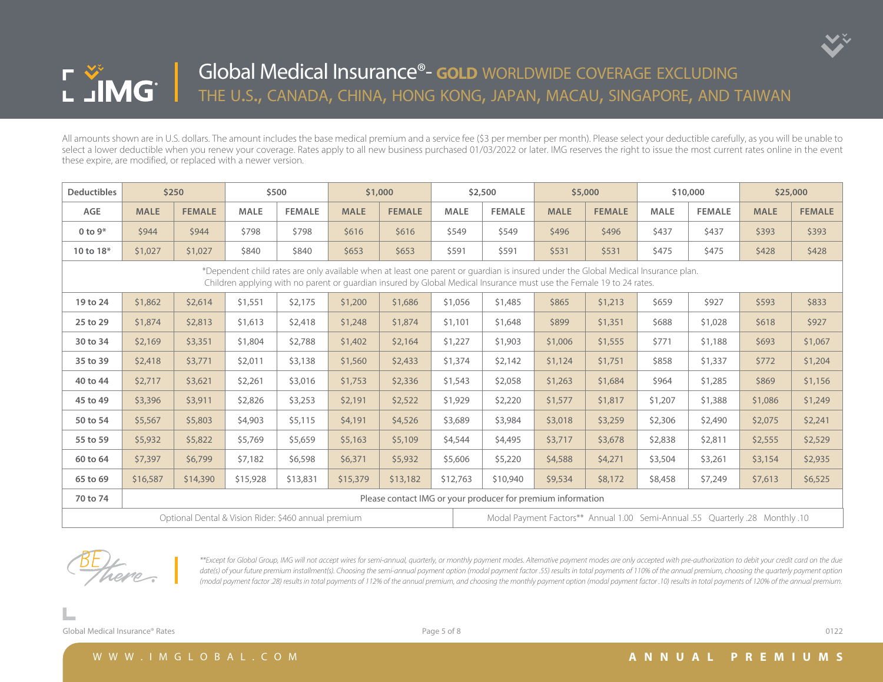# Global Medical Insurance®- GOLD WORLDWIDE COVERAGE EXCLUDING THE U.S., CANADA, CHINA, HONG KONG, JAPAN, MACAU, SINGAPORE, AND TAIWAN

All amounts shown are in U.S. dollars. The amount includes the base medical premium and a service fee ($3 per member per month). Please select your deductible carefully, as you will be unable to select a lower deductible when you renew your coverage. Rates apply to all new business purchased 01/03/2022 or later. IMG reserves the right to issue the most current rates online in the event these expire, are modified, or replaced with a newer version.

| Deductibles | $250 | | $500 | | $1,000 | | $2,500 | | $5,000 | | $10,000 | | $25,000 | |
|---|---|---|---|---|---|---|---|---|---|---|---|---|---|---|
| AGE | MALE | FEMALE | MALE | FEMALE | MALE | FEMALE | MALE | FEMALE | MALE | FEMALE | MALE | FEMALE | MALE | FEMALE |
| 0 to 9* | $944 | $944 | $798 | $798 | $616 | $616 | $549 | $549 | $496 | $496 | $437 | $437 | $393 | $393 |
| 10 to 18* | $1,027 | $1,027 | $840 | $840 | $653 | $653 | $591 | $591 | $531 | $531 | $475 | $475 | $428 | $428 |
| *Dependent child rates are only available when at least one parent or guardian is insured under the Global Medical Insurance plan. Children applying with no parent or guardian insured by Global Medical Insurance must use the Female 19 to 24 rates. | | | | | | | | | | | | | | |
| 19 to 24 | $1,862 | $2,614 | $1,551 | $2,175 | $1,200 | $1,686 | $1,056 | $1,485 | $865 | $1,213 | $659 | $927 | $593 | $833 |
| 25 to 29 | $1,874 | $2,813 | $1,613 | $2,418 | $1,248 | $1,874 | $1,101 | $1,648 | $899 | $1,351 | $688 | $1,028 | $618 | $927 |
| 30 to 34 | $2,169 | $3,351 | $1,804 | $2,788 | $1,402 | $2,164 | $1,227 | $1,903 | $1,006 | $1,555 | $771 | $1,188 | $693 | $1,067 |
| 35 to 39 | $2,418 | $3,771 | $2,011 | $3,138 | $1,560 | $2,433 | $1,374 | $2,142 | $1,124 | $1,751 | $858 | $1,337 | $772 | $1,204 |
| 40 to 44 | $2,717 | $3,621 | $2,261 | $3,016 | $1,753 | $2,336 | $1,543 | $2,058 | $1,263 | $1,684 | $964 | $1,285 | $869 | $1,156 |
| 45 to 49 | $3,396 | $3,911 | $2,826 | $3,253 | $2,191 | $2,522 | $1,929 | $2,220 | $1,577 | $1,817 | $1,207 | $1,388 | $1,086 | $1,249 |
| 50 to 54 | $5,567 | $5,803 | $4,903 | $5,115 | $4,191 | $4,526 | $3,689 | $3,984 | $3,018 | $3,259 | $2,306 | $2,490 | $2,075 | $2,241 |
| 55 to 59 | $5,932 | $5,822 | $5,769 | $5,659 | $5,163 | $5,109 | $4,544 | $4,495 | $3,717 | $3,678 | $2,838 | $2,811 | $2,555 | $2,529 |
| 60 to 64 | $7,397 | $6,799 | $7,182 | $6,598 | $6,371 | $5,932 | $5,606 | $5,220 | $4,588 | $4,271 | $3,504 | $3,261 | $3,154 | $2,935 |
| 65 to 69 | $16,587 | $14,390 | $15,928 | $13,831 | $15,379 | $13,182 | $12,763 | $10,940 | $9,534 | $8,172 | $8,458 | $7,249 | $7,613 | $6,525 |
| 70 to 74 | Please contact IMG or your producer for premium information | | | | | | | | | | | | | |
| Optional Dental & Vision Rider: $460 annual premium | | | | | | | | Modal Payment Factors** Annual 1.00 Semi-Annual .55 Quarterly .28 Monthly .10 | | | | | | |

*\*\*Except for Global Group, IMG will not accept wires for semi-annual, quarterly, or monthly payment modes. Alternative payment modes are only accepted with pre-authorization to debit your credit card on the due date(s) of your future premium installment(s). Choosing the semi-annual payment option (modal payment factor .55) results in total payments of 110% of the annual premium, choosing the quarterly payment option (modal payment factor .28) results in total payments of 112% of the annual premium, and choosing the monthly payment option (modal payment factor .10) results in total payments of 120% of the annual premium.*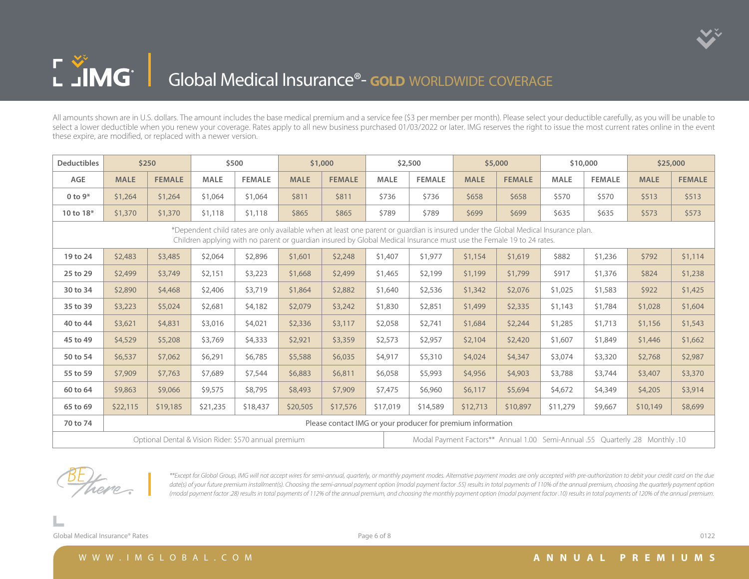# Global Medical Insurance®- GOLD WORLDWIDE COVERAGE

All amounts shown are in U.S. dollars. The amount includes the base medical premium and a service fee ($3 per member per month). Please select your deductible carefully, as you will be unable to select a lower deductible when you renew your coverage. Rates apply to all new business purchased 01/03/2022 or later. IMG reserves the right to issue the most current rates online in the event these expire, are modified, or replaced with a newer version.

| Deductibles | $250 | | $500 | | $1,000 | | $2,500 | | $5,000 | | $10,000 | | $25,000 | |
|---|---|---|---|---|---|---|---|---|---|---|---|---|---|---|
| AGE | MALE | FEMALE | MALE | FEMALE | MALE | FEMALE | MALE | FEMALE | MALE | FEMALE | MALE | FEMALE | MALE | FEMALE |
| 0 to 9* | $1,264 | $1,264 | $1,064 | $1,064 | $811 | $811 | $736 | $736 | $658 | $658 | $570 | $570 | $513 | $513 |
| 10 to 18* | $1,370 | $1,370 | $1,118 | $1,118 | $865 | $865 | $789 | $789 | $699 | $699 | $635 | $635 | $573 | $573 |
| *Dependent child rates are only available when at least one parent or guardian is insured under the Global Medical Insurance plan. Children applying with no parent or guardian insured by Global Medical Insurance must use the Female 19 to 24 rates. | | | | | | | | | | | | | | |
| 19 to 24 | $2,483 | $3,485 | $2,064 | $2,896 | $1,601 | $2,248 | $1,407 | $1,977 | $1,154 | $1,619 | $882 | $1,236 | $792 | $1,114 |
| 25 to 29 | $2,499 | $3,749 | $2,151 | $3,223 | $1,668 | $2,499 | $1,465 | $2,199 | $1,199 | $1,799 | $917 | $1,376 | $824 | $1,238 |
| 30 to 34 | $2,890 | $4,468 | $2,406 | $3,719 | $1,864 | $2,882 | $1,640 | $2,536 | $1,342 | $2,076 | $1,025 | $1,583 | $922 | $1,425 |
| 35 to 39 | $3,223 | $5,024 | $2,681 | $4,182 | $2,079 | $3,242 | $1,830 | $2,851 | $1,499 | $2,335 | $1,143 | $1,784 | $1,028 | $1,604 |
| 40 to 44 | $3,621 | $4,831 | $3,016 | $4,021 | $2,336 | $3,117 | $2,058 | $2,741 | $1,684 | $2,244 | $1,285 | $1,713 | $1,156 | $1,543 |
| 45 to 49 | $4,529 | $5,208 | $3,769 | $4,333 | $2,921 | $3,359 | $2,573 | $2,957 | $2,104 | $2,420 | $1,607 | $1,849 | $1,446 | $1,662 |
| 50 to 54 | $6,537 | $7,062 | $6,291 | $6,785 | $5,588 | $6,035 | $4,917 | $5,310 | $4,024 | $4,347 | $3,074 | $3,320 | $2,768 | $2,987 |
| 55 to 59 | $7,909 | $7,763 | $7,689 | $7,544 | $6,883 | $6,811 | $6,058 | $5,993 | $4,956 | $4,903 | $3,788 | $3,744 | $3,407 | $3,370 |
| 60 to 64 | $9,863 | $9,066 | $9,575 | $8,795 | $8,493 | $7,909 | $7,475 | $6,960 | $6,117 | $5,694 | $4,672 | $4,349 | $4,205 | $3,914 |
| 65 to 69 | $22,115 | $19,185 | $21,235 | $18,437 | $20,505 | $17,576 | $17,019 | $14,589 | $12,713 | $10,897 | $11,279 | $9,667 | $10,149 | $8,699 |
| 70 to 74 | Please contact IMG or your producer for premium information | | | | | | | | | | | | | |
| Optional Dental & Vision Rider: $570 annual premium | | | | | | | | Modal Payment Factors** Annual 1.00 Semi-Annual .55 Quarterly .28 Monthly .10 | | | | | | |

*\*\*Except for Global Group, IMG will not accept wires for semi-annual, quarterly, or monthly payment modes. Alternative payment modes are only accepted with pre-authorization to debit your credit card on the due date(s) of your future premium installment(s). Choosing the semi-annual payment option (modal payment factor .55) results in total payments of 110% of the annual premium, choosing the quarterly payment option (modal payment factor .28) results in total payments of 112% of the annual premium, and choosing the monthly payment option (modal payment factor .10) results in total payments of 120% of the annual premium.*

WWW.IMGLOBAL.COM

ANNUAL PREMIUMS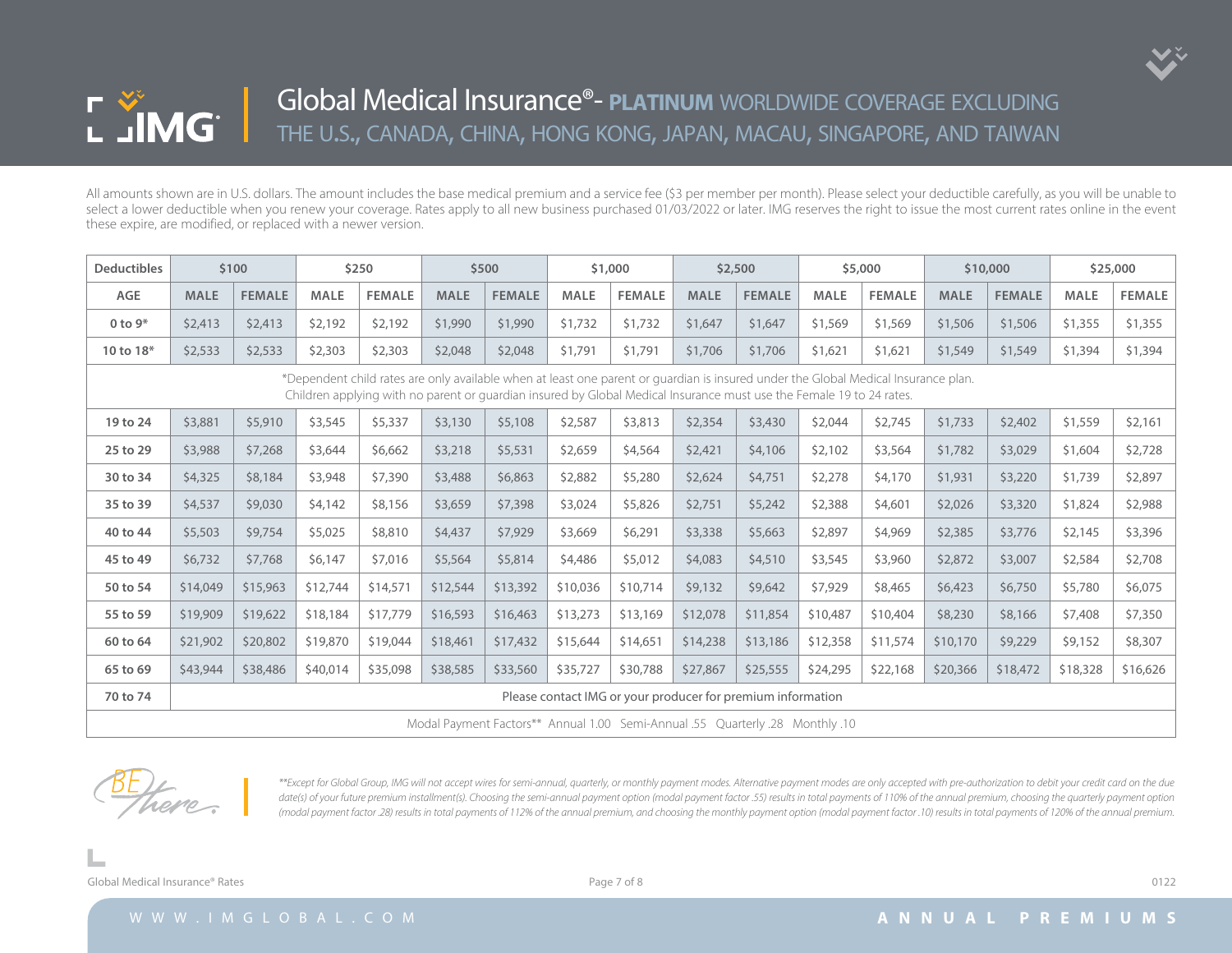# Global Medical Insurance®- PLATINUM WORLDWIDE COVERAGE EXCLUDING THE U.S., CANADA, CHINA, HONG KONG, JAPAN, MACAU, SINGAPORE, AND TAIWAN

All amounts shown are in U.S. dollars. The amount includes the base medical premium and a service fee ($3 per member per month). Please select your deductible carefully, as you will be unable to select a lower deductible when you renew your coverage. Rates apply to all new business purchased 01/03/2022 or later. IMG reserves the right to issue the most current rates online in the event these expire, are modified, or replaced with a newer version.

| Deductibles | $100 | | $250 | | $500 | | $1,000 | | $2,500 | | $5,000 | | $10,000 | | $25,000 | |
|---|---|---|---|---|---|---|---|---|---|---|---|---|---|---|---|---|
| AGE | MALE | FEMALE | MALE | FEMALE | MALE | FEMALE | MALE | FEMALE | MALE | FEMALE | MALE | FEMALE | MALE | FEMALE | MALE | FEMALE |
| 0 to 9* | $2,413 | $2,413 | $2,192 | $2,192 | $1,990 | $1,990 | $1,732 | $1,732 | $1,647 | $1,647 | $1,569 | $1,569 | $1,506 | $1,506 | $1,355 | $1,355 |
| 10 to 18* | $2,533 | $2,533 | $2,303 | $2,303 | $2,048 | $2,048 | $1,791 | $1,791 | $1,706 | $1,706 | $1,621 | $1,621 | $1,549 | $1,549 | $1,394 | $1,394 |
| *Dependent child rates are only available when at least one parent or guardian is insured under the Global Medical Insurance plan. Children applying with no parent or guardian insured by Global Medical Insurance must use the Female 19 to 24 rates. | | | | | | | | | | | | | | | | |
| 19 to 24 | $3,881 | $5,910 | $3,545 | $5,337 | $3,130 | $5,108 | $2,587 | $3,813 | $2,354 | $3,430 | $2,044 | $2,745 | $1,733 | $2,402 | $1,559 | $2,161 |
| 25 to 29 | $3,988 | $7,268 | $3,644 | $6,662 | $3,218 | $5,531 | $2,659 | $4,564 | $2,421 | $4,106 | $2,102 | $3,564 | $1,782 | $3,029 | $1,604 | $2,728 |
| 30 to 34 | $4,325 | $8,184 | $3,948 | $7,390 | $3,488 | $6,863 | $2,882 | $5,280 | $2,624 | $4,751 | $2,278 | $4,170 | $1,931 | $3,220 | $1,739 | $2,897 |
| 35 to 39 | $4,537 | $9,030 | $4,142 | $8,156 | $3,659 | $7,398 | $3,024 | $5,826 | $2,751 | $5,242 | $2,388 | $4,601 | $2,026 | $3,320 | $1,824 | $2,988 |
| 40 to 44 | $5,503 | $9,754 | $5,025 | $8,810 | $4,437 | $7,929 | $3,669 | $6,291 | $3,338 | $5,663 | $2,897 | $4,969 | $2,385 | $3,776 | $2,145 | $3,396 |
| 45 to 49 | $6,732 | $7,768 | $6,147 | $7,016 | $5,564 | $5,814 | $4,486 | $5,012 | $4,083 | $4,510 | $3,545 | $3,960 | $2,872 | $3,007 | $2,584 | $2,708 |
| 50 to 54 | $14,049 | $15,963 | $12,744 | $14,571 | $12,544 | $13,392 | $10,036 | $10,714 | $9,132 | $9,642 | $7,929 | $8,465 | $6,423 | $6,750 | $5,780 | $6,075 |
| 55 to 59 | $19,909 | $19,622 | $18,184 | $17,779 | $16,593 | $16,463 | $13,273 | $13,169 | $12,078 | $11,854 | $10,487 | $10,404 | $8,230 | $8,166 | $7,408 | $7,350 |
| 60 to 64 | $21,902 | $20,802 | $19,870 | $19,044 | $18,461 | $17,432 | $15,644 | $14,651 | $14,238 | $13,186 | $12,358 | $11,574 | $10,170 | $9,229 | $9,152 | $8,307 |
| 65 to 69 | $43,944 | $38,486 | $40,014 | $35,098 | $38,585 | $33,560 | $35,727 | $30,788 | $27,867 | $25,555 | $24,295 | $22,168 | $20,366 | $18,472 | $18,328 | $16,626 |
| 70 to 74 | Please contact IMG or your producer for premium information | | | | | | | | | | | | | | | |
| Modal Payment Factors** Annual 1.00 Semi-Annual .55 Quarterly .28 Monthly .10 | | | | | | | | | | | | | | | | |

*\*\*Except for Global Group, IMG will not accept wires for semi-annual, quarterly, or monthly payment modes. Alternative payment modes are only accepted with pre-authorization to debit your credit card on the due date(s) of your future premium installment(s). Choosing the semi-annual payment option (modal payment factor .55) results in total payments of 110% of the annual premium, choosing the quarterly payment option (modal payment factor .28) results in total payments of 112% of the annual premium, and choosing the monthly payment option (modal payment factor .10) results in total payments of 120% of the annual premium.*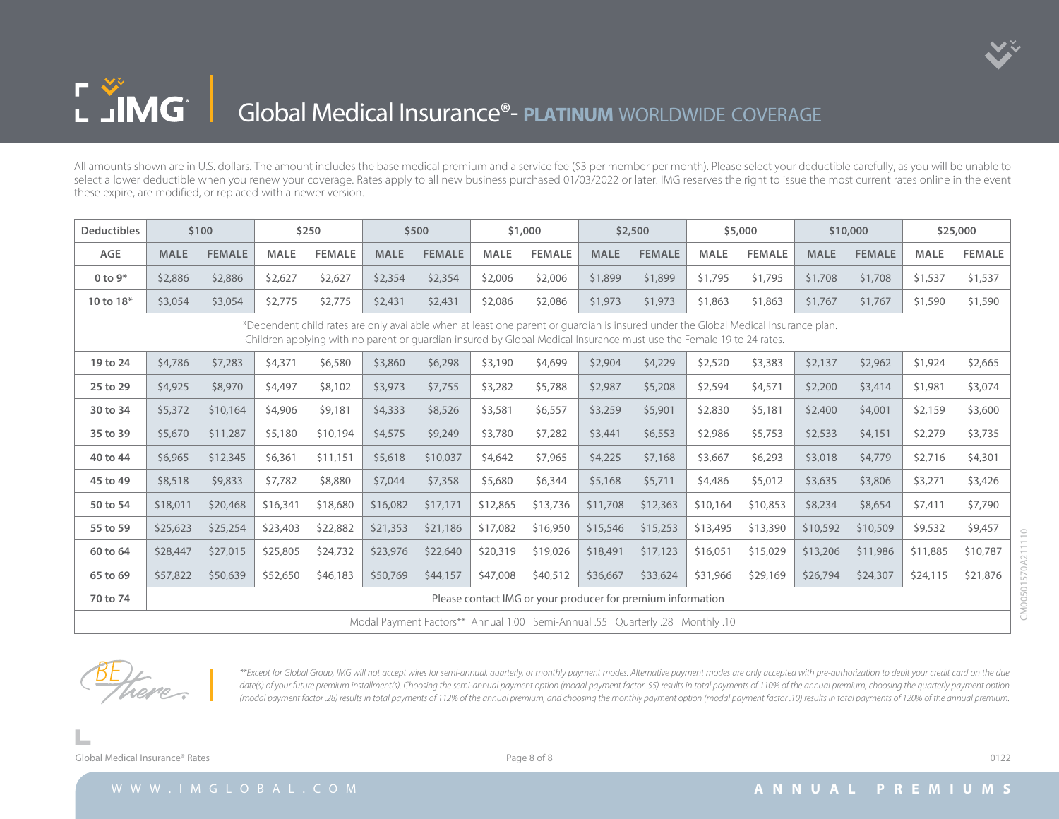# Global Medical Insurance®- PLATINUM WORLDWIDE COVERAGE

All amounts shown are in U.S. dollars. The amount includes the base medical premium and a service fee ($3 per member per month). Please select your deductible carefully, as you will be unable to select a lower deductible when you renew your coverage. Rates apply to all new business purchased 01/03/2022 or later. IMG reserves the right to issue the most current rates online in the event these expire, are modified, or replaced with a newer version.

| Deductibles | $100 | | $250 | | $500 | | $1,000 | | $2,500 | | $5,000 | | $10,000 | | $25,000 | |
|---|---|---|---|---|---|---|---|---|---|---|---|---|---|---|---|---|
| AGE | MALE | FEMALE | MALE | FEMALE | MALE | FEMALE | MALE | FEMALE | MALE | FEMALE | MALE | FEMALE | MALE | FEMALE | MALE | FEMALE |
| 0 to 9* | $2,886 | $2,886 | $2,627 | $2,627 | $2,354 | $2,354 | $2,006 | $2,006 | $1,899 | $1,899 | $1,795 | $1,795 | $1,708 | $1,708 | $1,537 | $1,537 |
| 10 to 18* | $3,054 | $3,054 | $2,775 | $2,775 | $2,431 | $2,431 | $2,086 | $2,086 | $1,973 | $1,973 | $1,863 | $1,863 | $1,767 | $1,767 | $1,590 | $1,590 |
| *Dependent child rates are only available when at least one parent or guardian is insured under the Global Medical Insurance plan. Children applying with no parent or guardian insured by Global Medical Insurance must use the Female 19 to 24 rates. | | | | | | | | | | | | | | | | |
| 19 to 24 | $4,786 | $7,283 | $4,371 | $6,580 | $3,860 | $6,298 | $3,190 | $4,699 | $2,904 | $4,229 | $2,520 | $3,383 | $2,137 | $2,962 | $1,924 | $2,665 |
| 25 to 29 | $4,925 | $8,970 | $4,497 | $8,102 | $3,973 | $7,755 | $3,282 | $5,788 | $2,987 | $5,208 | $2,594 | $4,571 | $2,200 | $3,414 | $1,981 | $3,074 |
| 30 to 34 | $5,372 | $10,164 | $4,906 | $9,181 | $4,333 | $8,526 | $3,581 | $6,557 | $3,259 | $5,901 | $2,830 | $5,181 | $2,400 | $4,001 | $2,159 | $3,600 |
| 35 to 39 | $5,670 | $11,287 | $5,180 | $10,194 | $4,575 | $9,249 | $3,780 | $7,282 | $3,441 | $6,553 | $2,986 | $5,753 | $2,533 | $4,151 | $2,279 | $3,735 |
| 40 to 44 | $6,965 | $12,345 | $6,361 | $11,151 | $5,618 | $10,037 | $4,642 | $7,965 | $4,225 | $7,168 | $3,667 | $6,293 | $3,018 | $4,779 | $2,716 | $4,301 |
| 45 to 49 | $8,518 | $9,833 | $7,782 | $8,880 | $7,044 | $7,358 | $5,680 | $6,344 | $5,168 | $5,711 | $4,486 | $5,012 | $3,635 | $3,806 | $3,271 | $3,426 |
| 50 to 54 | $18,011 | $20,468 | $16,341 | $18,680 | $16,082 | $17,171 | $12,865 | $13,736 | $11,708 | $12,363 | $10,164 | $10,853 | $8,234 | $8,654 | $7,411 | $7,790 |
| 55 to 59 | $25,623 | $25,254 | $23,403 | $22,882 | $21,353 | $21,186 | $17,082 | $16,950 | $15,546 | $15,253 | $13,495 | $13,390 | $10,592 | $10,509 | $9,532 | $9,457 |
| 60 to 64 | $28,447 | $27,015 | $25,805 | $24,732 | $23,976 | $22,640 | $20,319 | $19,026 | $18,491 | $17,123 | $16,051 | $15,029 | $13,206 | $11,986 | $11,885 | $10,787 |
| 65 to 69 | $57,822 | $50,639 | $52,650 | $46,183 | $50,769 | $44,157 | $47,008 | $40,512 | $36,667 | $33,624 | $31,966 | $29,169 | $26,794 | $24,307 | $24,115 | $21,876 |
| 70 to 74 | Please contact IMG or your producer for premium information | | | | | | | | | | | | | | | |
| Modal Payment Factors** Annual 1.00 Semi-Annual .55 Quarterly .28 Monthly .10 | | | | | | | | | | | | | | | | |

*\*\*Except for Global Group, IMG will not accept wires for semi-annual, quarterly, or monthly payment modes. Alternative payment modes are only accepted with pre-authorization to debit your credit card on the due date(s) of your future premium installment(s). Choosing the semi-annual payment option (modal payment factor .55) results in total payments of 110% of the annual premium, choosing the quarterly payment option (modal payment factor .28) results in total payments of 112% of the annual premium, and choosing the monthly payment option (modal payment factor .10) results in total payments of 120% of the annual premium.*

CM00501570A211110

0122

WWW.IMGLOBAL.COM

ANNUAL PREMIUMS